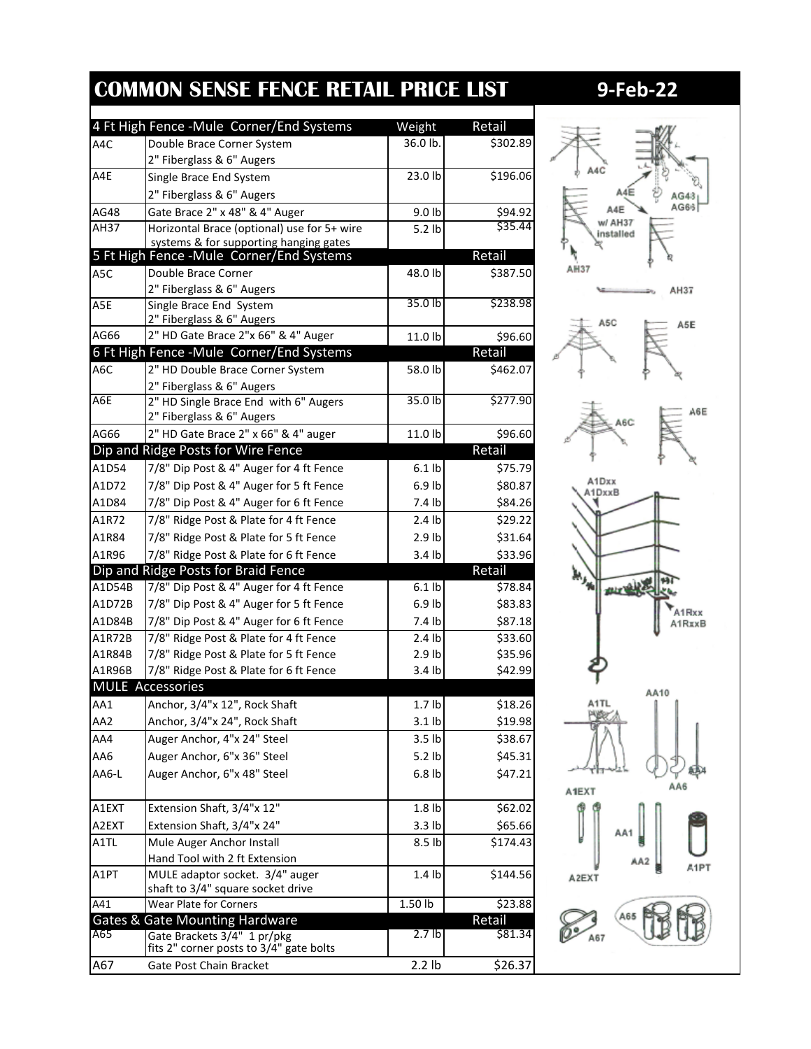# COMMON SENSE FENCE RETAIL PRICE LIST 9-Feb-22

| 4 Ft High Fence -Mule Corner/End Systems | | Weight | Retail |
|---|---|---|---|
| A4C | Double Brace Corner System<br>2" Fiberglass & 6" Augers | 36.0 lb. | $302.89 |
| A4E | Single Brace End System<br>2" Fiberglass & 6" Augers | 23.0 lb | $196.06 |
| AG48 | Gate Brace 2" x 48" & 4" Auger | 9.0 lb | $94.92 |
| AH37 | Horizontal Brace (optional) use for 5+ wire systems & for supporting hanging gates | 5.2 lb | $35.44 |
| **5 Ft High Fence -Mule Corner/End Systems** | | | **Retail** |
| A5C | Double Brace Corner<br>2" Fiberglass & 6" Augers | 48.0 lb | $387.50 |
| A5E | Single Brace End System<br>2" Fiberglass & 6" Augers | 35.0 lb | $238.98 |
| AG66 | 2" HD Gate Brace 2"x 66" & 4" Auger | 11.0 lb | $96.60 |
| **6 Ft High Fence -Mule Corner/End Systems** | | | **Retail** |
| A6C | 2" HD Double Brace Corner System<br>2" Fiberglass & 6" Augers | 58.0 lb | $462.07 |
| A6E | 2" HD Single Brace End with 6" Augers<br>2" Fiberglass & 6" Augers | 35.0 lb | $277.90 |
| AG66 | 2" HD Gate Brace 2" x 66" & 4" auger | 11.0 lb | $96.60 |
| **Dip and Ridge Posts for Wire Fence** | | | **Retail** |
| A1D54 | 7/8" Dip Post & 4" Auger for 4 ft Fence | 6.1 lb | $75.79 |
| A1D72 | 7/8" Dip Post & 4" Auger for 5 ft Fence | 6.9 lb | $80.87 |
| A1D84 | 7/8" Dip Post & 4" Auger for 6 ft Fence | 7.4 lb | $84.26 |
| A1R72 | 7/8" Ridge Post & Plate for 4 ft Fence | 2.4 lb | $29.22 |
| A1R84 | 7/8" Ridge Post & Plate for 5 ft Fence | 2.9 lb | $31.64 |
| A1R96 | 7/8" Ridge Post & Plate for 6 ft Fence | 3.4 lb | $33.96 |
| **Dip and Ridge Posts for Braid Fence** | | | **Retail** |
| A1D54B | 7/8" Dip Post & 4" Auger for 4 ft Fence | 6.1 lb | $78.84 |
| A1D72B | 7/8" Dip Post & 4" Auger for 5 ft Fence | 6.9 lb | $83.83 |
| A1D84B | 7/8" Dip Post & 4" Auger for 6 ft Fence | 7.4 lb | $87.18 |
| A1R72B | 7/8" Ridge Post & Plate for 4 ft Fence | 2.4 lb | $33.60 |
| A1R84B | 7/8" Ridge Post & Plate for 5 ft Fence | 2.9 lb | $35.96 |
| A1R96B | 7/8" Ridge Post & Plate for 6 ft Fence | 3.4 lb | $42.99 |
| **MULE Accessories** | | | |
| AA1 | Anchor, 3/4"x 12", Rock Shaft | 1.7 lb | $18.26 |
| AA2 | Anchor, 3/4"x 24", Rock Shaft | 3.1 lb | $19.98 |
| AA4 | Auger Anchor, 4"x 24" Steel | 3.5 lb | $38.67 |
| AA6 | Auger Anchor, 6"x 36" Steel | 5.2 lb | $45.31 |
| AA6-L | Auger Anchor, 6"x 48" Steel | 6.8 lb | $47.21 |
| A1EXT | Extension Shaft, 3/4"x 12" | 1.8 lb | $62.02 |
| A2EXT | Extension Shaft, 3/4"x 24" | 3.3 lb | $65.66 |
| A1TL | Mule Auger Anchor Install<br>Hand Tool with 2 ft Extension | 8.5 lb | $174.43 |
| A1PT | MULE adaptor socket. 3/4" auger shaft to 3/4" square socket drive | 1.4 lb | $144.56 |
| A41 | Wear Plate for Corners | 1.50 lb | $23.88 |
| **Gates & Gate Mounting Hardware** | | | **Retail** |
| A65 | Gate Brackets 3/4" 1 pr/pkg<br>fits 2" corner posts to 3/4" gate bolts | 2.7 lb | $81.34 |
| A67 | Gate Post Chain Bracket | 2.2 lb | $26.37 |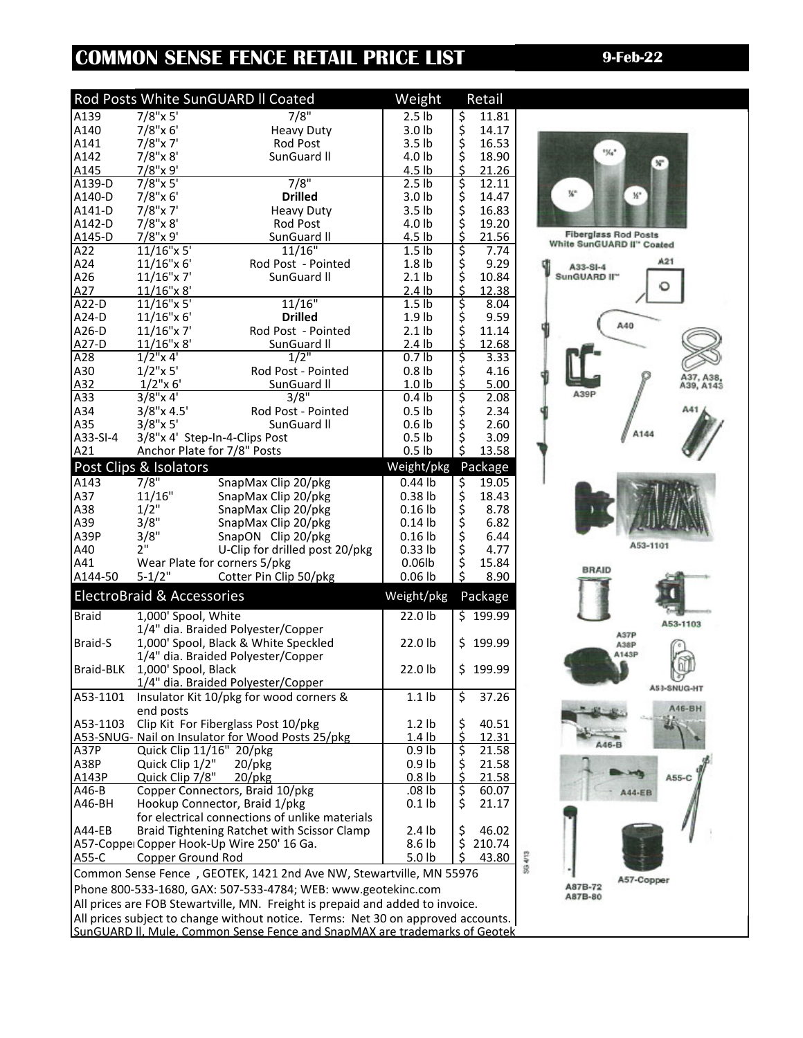# COMMON SENSE FENCE RETAIL PRICE LIST

**9-Feb-22**

| Rod Posts White SunGUARD ll Coated | | | Weight | Retail |
|---|---|---|---|---|
| A139 | 7/8"x 5' | 7/8" | 2.5 lb | $ 11.81 |
| A140 | 7/8"x 6' | Heavy Duty | 3.0 lb | $ 14.17 |
| A141 | 7/8"x 7' | Rod Post | 3.5 lb | $ 16.53 |
| A142 | 7/8"x 8' | SunGuard ll | 4.0 lb | $ 18.90 |
| A145 | 7/8"x 9' | | 4.5 lb | $ 21.26 |
| A139-D | 7/8"x 5' | 7/8" | 2.5 lb | $ 12.11 |
| A140-D | 7/8"x 6' | **Drilled** | 3.0 lb | $ 14.47 |
| A141-D | 7/8"x 7' | Heavy Duty | 3.5 lb | $ 16.83 |
| A142-D | 7/8"x 8' | Rod Post | 4.0 lb | $ 19.20 |
| A145-D | 7/8"x 9' | SunGuard ll | 4.5 lb | $ 21.56 |
| A22 | 11/16"x 5' | 11/16" | 1.5 lb | $ 7.74 |
| A24 | 11/16"x 6' | Rod Post - Pointed | 1.8 lb | $ 9.29 |
| A26 | 11/16"x 7' | SunGuard ll | 2.1 lb | $ 10.84 |
| A27 | 11/16"x 8' | | 2.4 lb | $ 12.38 |
| A22-D | 11/16"x 5' | 11/16" | 1.5 lb | $ 8.04 |
| A24-D | 11/16"x 6' | **Drilled** | 1.9 lb | $ 9.59 |
| A26-D | 11/16"x 7' | Rod Post - Pointed | 2.1 lb | $ 11.14 |
| A27-D | 11/16"x 8' | SunGuard ll | 2.4 lb | $ 12.68 |
| A28 | 1/2"x 4' | 1/2" | 0.7 lb | $ 3.33 |
| A30 | 1/2"x 5' | Rod Post - Pointed | 0.8 lb | $ 4.16 |
| A32 | 1/2"x 6' | SunGuard ll | 1.0 lb | $ 5.00 |
| A33 | 3/8"x 4' | 3/8" | 0.4 lb | $ 2.08 |
| A34 | 3/8"x 4.5' | Rod Post - Pointed | 0.5 lb | $ 2.34 |
| A35 | 3/8"x 5' | SunGuard ll | 0.6 lb | $ 2.60 |
| A33-SI-4 | 3/8"x 4' Step-In-4-Clips Post | | 0.5 lb | $ 3.09 |
| A21 | Anchor Plate for 7/8" Posts | | 0.5 lb | $ 13.58 |
| **Post Clips & Isolators** | | | **Weight/pkg** | **Package** |
| A143 | 7/8" | SnapMax Clip 20/pkg | 0.44 lb | $ 19.05 |
| A37 | 11/16" | SnapMax Clip 20/pkg | 0.38 lb | $ 18.43 |
| A38 | 1/2" | SnapMax Clip 20/pkg | 0.16 lb | $ 8.78 |
| A39 | 3/8" | SnapMax Clip 20/pkg | 0.14 lb | $ 6.82 |
| A39P | 3/8" | SnapON Clip 20/pkg | 0.16 lb | $ 6.44 |
| A40 | 2" | U-Clip for drilled post 20/pkg | 0.33 lb | $ 4.77 |
| A41 | Wear Plate for corners 5/pkg | | 0.06lb | $ 15.84 |
| A144-50 | 5-1/2" | Cotter Pin Clip 50/pkg | 0.06 lb | $ 8.90 |
| **ElectroBraid & Accessories** | | | **Weight/pkg** | **Package** |
| Braid | 1,000' Spool, White<br>1/4" dia. Braided Polyester/Copper | | 22.0 lb | $ 199.99 |
| Braid-S | 1,000' Spool, Black & White Speckled<br>1/4" dia. Braided Polyester/Copper | | 22.0 lb | $ 199.99 |
| Braid-BLK | 1,000' Spool, Black<br>1/4" dia. Braided Polyester/Copper | | 22.0 lb | $ 199.99 |
| A53-1101 | Insulator Kit 10/pkg for wood corners & end posts | | 1.1 lb | $ 37.26 |
| A53-1103 | Clip Kit For Fiberglass Post 10/pkg | | 1.2 lb | $ 40.51 |
| A53-SNUG- | Nail on Insulator for Wood Posts 25/pkg | | 1.4 lb | $ 12.31 |
| A37P | Quick Clip 11/16" 20/pkg | | 0.9 lb | $ 21.58 |
| A38P | Quick Clip 1/2" 20/pkg | | 0.9 lb | $ 21.58 |
| A143P | Quick Clip 7/8" 20/pkg | | 0.8 lb | $ 21.58 |
| A46-B | Copper Connectors, Braid 10/pkg | | .08 lb | $ 60.07 |
| A46-BH | Hookup Connector, Braid 1/pkg<br>for electrical connections of unlike materials | | 0.1 lb | $ 21.17 |
| A44-EB | Braid Tightening Ratchet with Scissor Clamp | | 2.4 lb | $ 46.02 |
| A57-Copper | Copper Hook-Up Wire 250' 16 Ga. | | 8.6 lb | $ 210.74 |
| A55-C | Copper Ground Rod | | 5.0 lb | $ 43.80 |

Common Sense Fence , GEOTEK, 1421 2nd Ave NW, Stewartville, MN 55976
Phone 800-533-1680, GAX: 507-533-4784; WEB: www.geotekinc.com
All prices are FOB Stewartville, MN. Freight is prepaid and added to invoice.
All prices subject to change without notice. Terms: Net 30 on approved accounts.
SunGUARD ll, Mule, Common Sense Fence and SnapMAX are trademarks of Geotek

Fiberglass Rod Posts White SunGUARD II™ Coated

A33-SI-4 SunGUARD II™ · A21 · A40 · A37, A38, A39, A143 · A39P · A41 · A144 · A53-1101 · BRAID · A53-1103 · A37P A38P A143P · A53-SNUG-HT · A46-BH · A46-B · A55-C · A44-EB · A57-Copper · A87B-72 · A87B-80